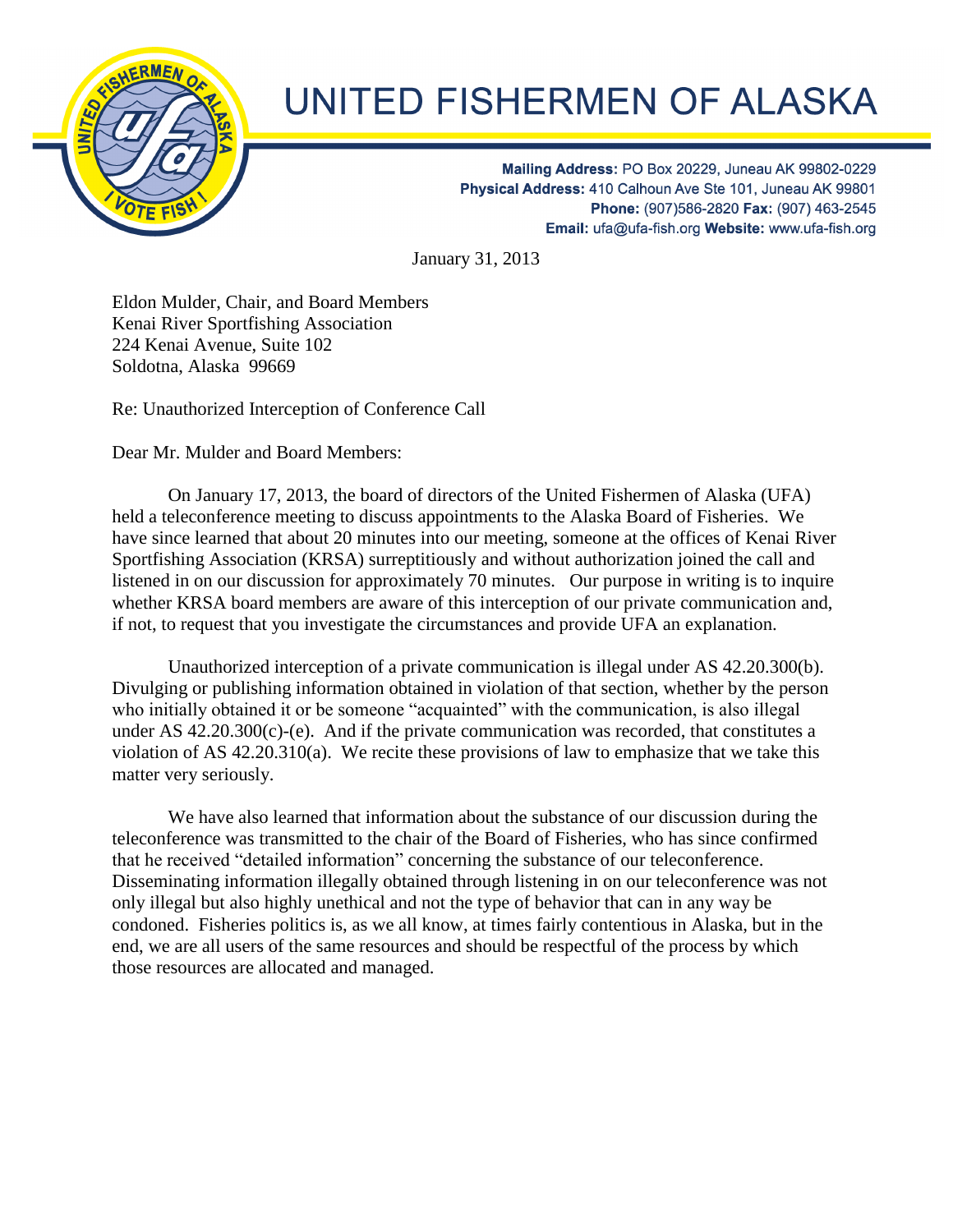# UNITED FISHERMEN OF ALASKA

**Mailing Address:** PO Box 20229, Juneau AK 99802-0229
**Physical Address:** 410 Calhoun Ave Ste 101, Juneau AK 99801
**Phone:** (907)586-2820 **Fax:** (907) 463-2545
**Email:** ufa@ufa-fish.org **Website:** www.ufa-fish.org

January 31, 2013

Eldon Mulder, Chair, and Board Members
Kenai River Sportfishing Association
224 Kenai Avenue, Suite 102
Soldotna, Alaska 99669

Re: Unauthorized Interception of Conference Call

Dear Mr. Mulder and Board Members:

On January 17, 2013, the board of directors of the United Fishermen of Alaska (UFA) held a teleconference meeting to discuss appointments to the Alaska Board of Fisheries. We have since learned that about 20 minutes into our meeting, someone at the offices of Kenai River Sportfishing Association (KRSA) surreptitiously and without authorization joined the call and listened in on our discussion for approximately 70 minutes. Our purpose in writing is to inquire whether KRSA board members are aware of this interception of our private communication and, if not, to request that you investigate the circumstances and provide UFA an explanation.

Unauthorized interception of a private communication is illegal under AS 42.20.300(b). Divulging or publishing information obtained in violation of that section, whether by the person who initially obtained it or be someone "acquainted" with the communication, is also illegal under AS 42.20.300(c)-(e). And if the private communication was recorded, that constitutes a violation of AS 42.20.310(a). We recite these provisions of law to emphasize that we take this matter very seriously.

We have also learned that information about the substance of our discussion during the teleconference was transmitted to the chair of the Board of Fisheries, who has since confirmed that he received "detailed information" concerning the substance of our teleconference. Disseminating information illegally obtained through listening in on our teleconference was not only illegal but also highly unethical and not the type of behavior that can in any way be condoned. Fisheries politics is, as we all know, at times fairly contentious in Alaska, but in the end, we are all users of the same resources and should be respectful of the process by which those resources are allocated and managed.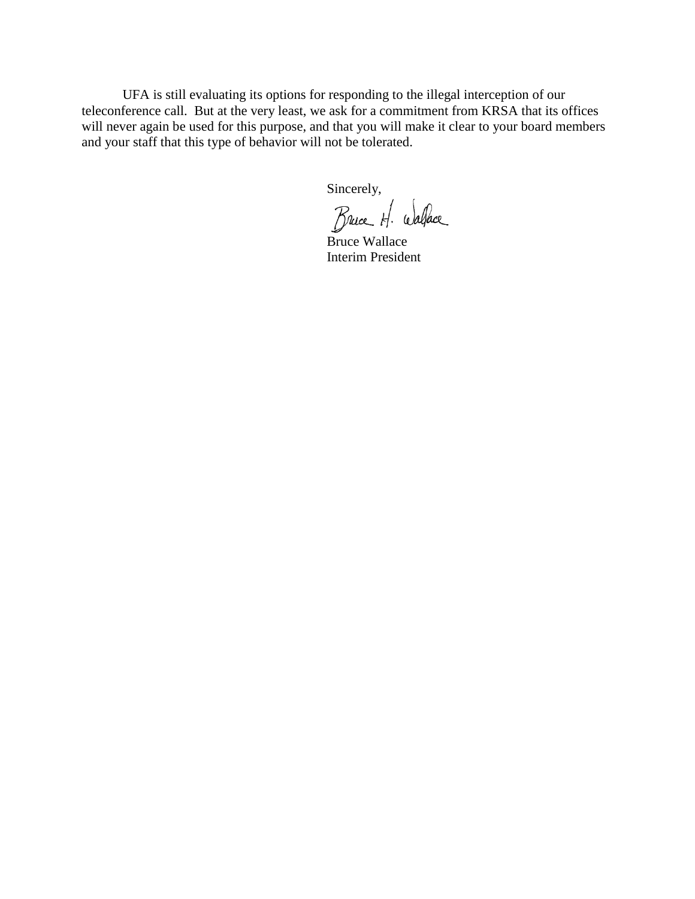UFA is still evaluating its options for responding to the illegal interception of our teleconference call. But at the very least, we ask for a commitment from KRSA that its offices will never again be used for this purpose, and that you will make it clear to your board members and your staff that this type of behavior will not be tolerated.

Sincerely,

Bruce H. Wallace

Bruce Wallace
Interim President